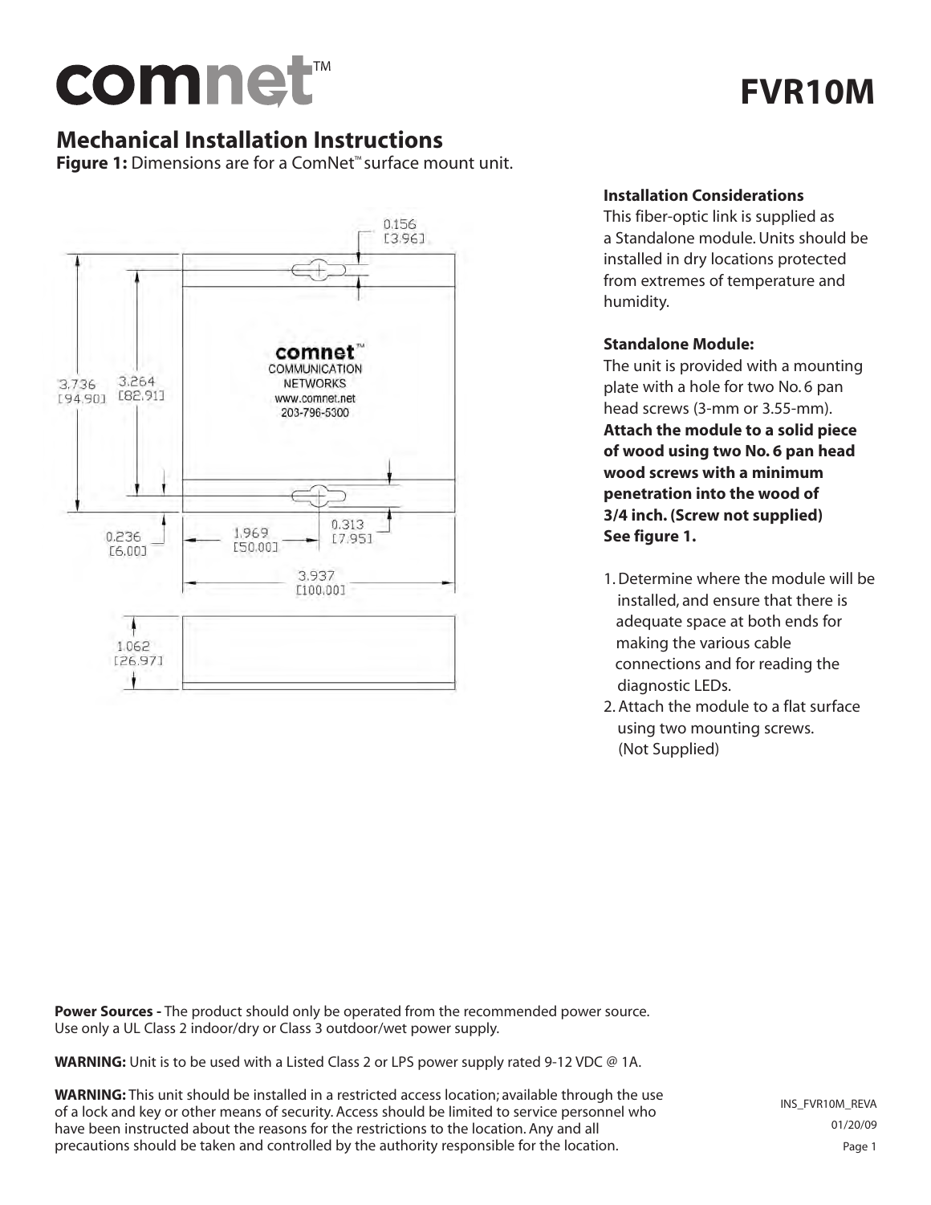# comnet™

# FVR10M

## Mechanical Installation Instructions

**Figure 1:** Dimensions are for a ComNet™ surface mount unit.

### Installation Considerations

This fiber-optic link is supplied as a Standalone module. Units should be installed in dry locations protected from extremes of temperature and humidity.

### Standalone Module:

The unit is provided with a mounting plate with a hole for two No. 6 pan head screws (3-mm or 3.55-mm). **Attach the module to a solid piece of wood using two No. 6 pan head wood screws with a minimum penetration into the wood of 3/4 inch. (Screw not supplied) See figure 1.**

1. Determine where the module will be installed, and ensure that there is adequate space at both ends for making the various cable connections and for reading the diagnostic LEDs.
2. Attach the module to a flat surface using two mounting screws. (Not Supplied)

**Power Sources -** The product should only be operated from the recommended power source. Use only a UL Class 2 indoor/dry or Class 3 outdoor/wet power supply.

**WARNING:** Unit is to be used with a Listed Class 2 or LPS power supply rated 9-12 VDC @ 1A.

**WARNING:** This unit should be installed in a restricted access location; available through the use of a lock and key or other means of security. Access should be limited to service personnel who have been instructed about the reasons for the restrictions to the location. Any and all precautions should be taken and controlled by the authority responsible for the location.

INS_FVR10M_REVA
01/20/09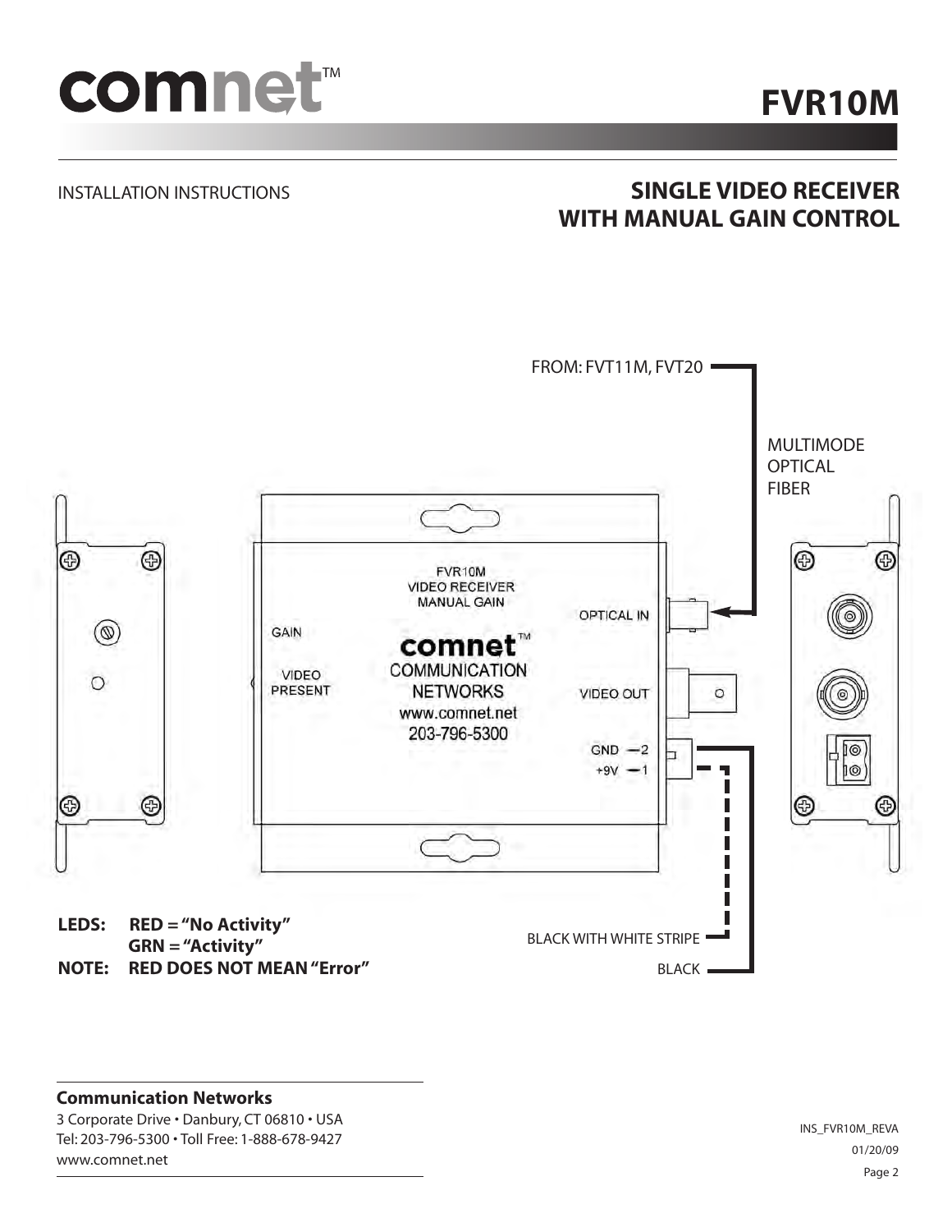# FVR10M

INSTALLATION INSTRUCTIONS

## SINGLE VIDEO RECEIVER WITH MANUAL GAIN CONTROL

FROM: FVT11M, FVT20

MULTIMODE OPTICAL FIBER

FVR10M
VIDEO RECEIVER
MANUAL GAIN

GAIN

VIDEO PRESENT

comnet™
COMMUNICATION NETWORKS
www.comnet.net
203-796-5300

OPTICAL IN

VIDEO OUT

GND —2
+9V —1

BLACK WITH WHITE STRIPE

BLACK

**LEDS: RED = "No Activity"**
**GRN = "Activity"**
**NOTE: RED DOES NOT MEAN "Error"**

**Communication Networks**
3 Corporate Drive • Danbury, CT 06810 • USA
Tel: 203-796-5300 • Toll Free: 1-888-678-9427
www.comnet.net

INS_FVR10M_REVA
01/20/09